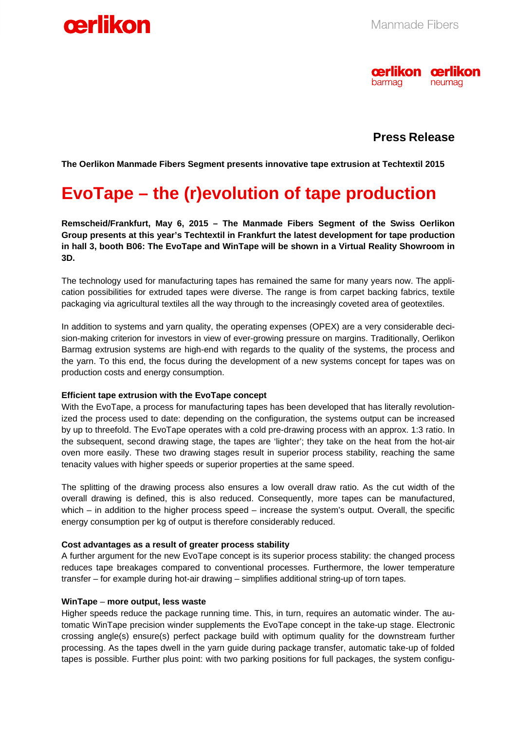**Press Release**

**The Oerlikon Manmade Fibers Segment presents innovative tape extrusion at Techtextil 2015**

# EvoTape – the (r)evolution of tape production

**Remscheid/Frankfurt, May 6, 2015 – The Manmade Fibers Segment of the Swiss Oerlikon Group presents at this year's Techtextil in Frankfurt the latest development for tape production in hall 3, booth B06: The EvoTape and WinTape will be shown in a Virtual Reality Showroom in 3D.**

The technology used for manufacturing tapes has remained the same for many years now. The application possibilities for extruded tapes were diverse. The range is from carpet backing fabrics, textile packaging via agricultural textiles all the way through to the increasingly coveted area of geotextiles.

In addition to systems and yarn quality, the operating expenses (OPEX) are a very considerable decision-making criterion for investors in view of ever-growing pressure on margins. Traditionally, Oerlikon Barmag extrusion systems are high-end with regards to the quality of the systems, the process and the yarn. To this end, the focus during the development of a new systems concept for tapes was on production costs and energy consumption.

**Efficient tape extrusion with the EvoTape concept**

With the EvoTape, a process for manufacturing tapes has been developed that has literally revolutionized the process used to date: depending on the configuration, the systems output can be increased by up to threefold. The EvoTape operates with a cold pre-drawing process with an approx. 1:3 ratio. In the subsequent, second drawing stage, the tapes are 'lighter'; they take on the heat from the hot-air oven more easily. These two drawing stages result in superior process stability, reaching the same tenacity values with higher speeds or superior properties at the same speed.

The splitting of the drawing process also ensures a low overall draw ratio. As the cut width of the overall drawing is defined, this is also reduced. Consequently, more tapes can be manufactured, which – in addition to the higher process speed – increase the system's output. Overall, the specific energy consumption per kg of output is therefore considerably reduced.

**Cost advantages as a result of greater process stability**

A further argument for the new EvoTape concept is its superior process stability: the changed process reduces tape breakages compared to conventional processes. Furthermore, the lower temperature transfer – for example during hot-air drawing – simplifies additional string-up of torn tapes.

**WinTape – more output, less waste**

Higher speeds reduce the package running time. This, in turn, requires an automatic winder. The automatic WinTape precision winder supplements the EvoTape concept in the take-up stage. Electronic crossing angle(s) ensure(s) perfect package build with optimum quality for the downstream further processing. As the tapes dwell in the yarn guide during package transfer, automatic take-up of folded tapes is possible. Further plus point: with two parking positions for full packages, the system configu-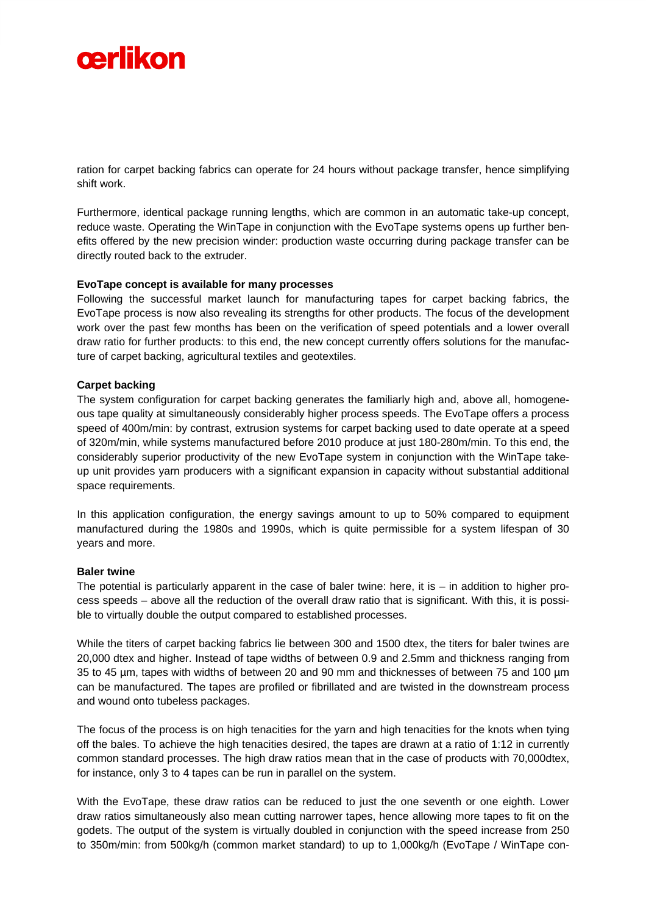ration for carpet backing fabrics can operate for 24 hours without package transfer, hence simplifying shift work.

Furthermore, identical package running lengths, which are common in an automatic take-up concept, reduce waste. Operating the WinTape in conjunction with the EvoTape systems opens up further benefits offered by the new precision winder: production waste occurring during package transfer can be directly routed back to the extruder.

**EvoTape concept is available for many processes**
Following the successful market launch for manufacturing tapes for carpet backing fabrics, the EvoTape process is now also revealing its strengths for other products. The focus of the development work over the past few months has been on the verification of speed potentials and a lower overall draw ratio for further products: to this end, the new concept currently offers solutions for the manufacture of carpet backing, agricultural textiles and geotextiles.

**Carpet backing**
The system configuration for carpet backing generates the familiarly high and, above all, homogeneous tape quality at simultaneously considerably higher process speeds. The EvoTape offers a process speed of 400m/min: by contrast, extrusion systems for carpet backing used to date operate at a speed of 320m/min, while systems manufactured before 2010 produce at just 180-280m/min. To this end, the considerably superior productivity of the new EvoTape system in conjunction with the WinTape take-up unit provides yarn producers with a significant expansion in capacity without substantial additional space requirements.

In this application configuration, the energy savings amount to up to 50% compared to equipment manufactured during the 1980s and 1990s, which is quite permissible for a system lifespan of 30 years and more.

**Baler twine**
The potential is particularly apparent in the case of baler twine: here, it is – in addition to higher process speeds – above all the reduction of the overall draw ratio that is significant. With this, it is possible to virtually double the output compared to established processes.

While the titers of carpet backing fabrics lie between 300 and 1500 dtex, the titers for baler twines are 20,000 dtex and higher. Instead of tape widths of between 0.9 and 2.5mm and thickness ranging from 35 to 45 µm, tapes with widths of between 20 and 90 mm and thicknesses of between 75 and 100 µm can be manufactured. The tapes are profiled or fibrillated and are twisted in the downstream process and wound onto tubeless packages.

The focus of the process is on high tenacities for the yarn and high tenacities for the knots when tying off the bales. To achieve the high tenacities desired, the tapes are drawn at a ratio of 1:12 in currently common standard processes. The high draw ratios mean that in the case of products with 70,000dtex, for instance, only 3 to 4 tapes can be run in parallel on the system.

With the EvoTape, these draw ratios can be reduced to just the one seventh or one eighth. Lower draw ratios simultaneously also mean cutting narrower tapes, hence allowing more tapes to fit on the godets. The output of the system is virtually doubled in conjunction with the speed increase from 250 to 350m/min: from 500kg/h (common market standard) to up to 1,000kg/h (EvoTape / WinTape con-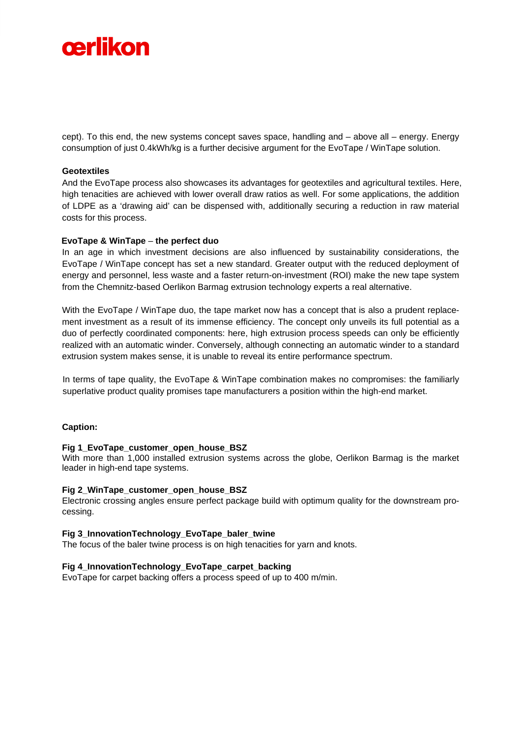cept). To this end, the new systems concept saves space, handling and – above all – energy. Energy consumption of just 0.4kWh/kg is a further decisive argument for the EvoTape / WinTape solution.

**Geotextiles**

And the EvoTape process also showcases its advantages for geotextiles and agricultural textiles. Here, high tenacities are achieved with lower overall draw ratios as well. For some applications, the addition of LDPE as a 'drawing aid' can be dispensed with, additionally securing a reduction in raw material costs for this process.

**EvoTape & WinTape – the perfect duo**

In an age in which investment decisions are also influenced by sustainability considerations, the EvoTape / WinTape concept has set a new standard. Greater output with the reduced deployment of energy and personnel, less waste and a faster return-on-investment (ROI) make the new tape system from the Chemnitz-based Oerlikon Barmag extrusion technology experts a real alternative.

With the EvoTape / WinTape duo, the tape market now has a concept that is also a prudent replacement investment as a result of its immense efficiency. The concept only unveils its full potential as a duo of perfectly coordinated components: here, high extrusion process speeds can only be efficiently realized with an automatic winder. Conversely, although connecting an automatic winder to a standard extrusion system makes sense, it is unable to reveal its entire performance spectrum.

In terms of tape quality, the EvoTape & WinTape combination makes no compromises: the familiarly superlative product quality promises tape manufacturers a position within the high-end market.

**Caption:**

**Fig 1_EvoTape_customer_open_house_BSZ**

With more than 1,000 installed extrusion systems across the globe, Oerlikon Barmag is the market leader in high-end tape systems.

**Fig 2_WinTape_customer_open_house_BSZ**

Electronic crossing angles ensure perfect package build with optimum quality for the downstream processing.

**Fig 3_InnovationTechnology_EvoTape_baler_twine**

The focus of the baler twine process is on high tenacities for yarn and knots.

**Fig 4_InnovationTechnology_EvoTape_carpet_backing**

EvoTape for carpet backing offers a process speed of up to 400 m/min.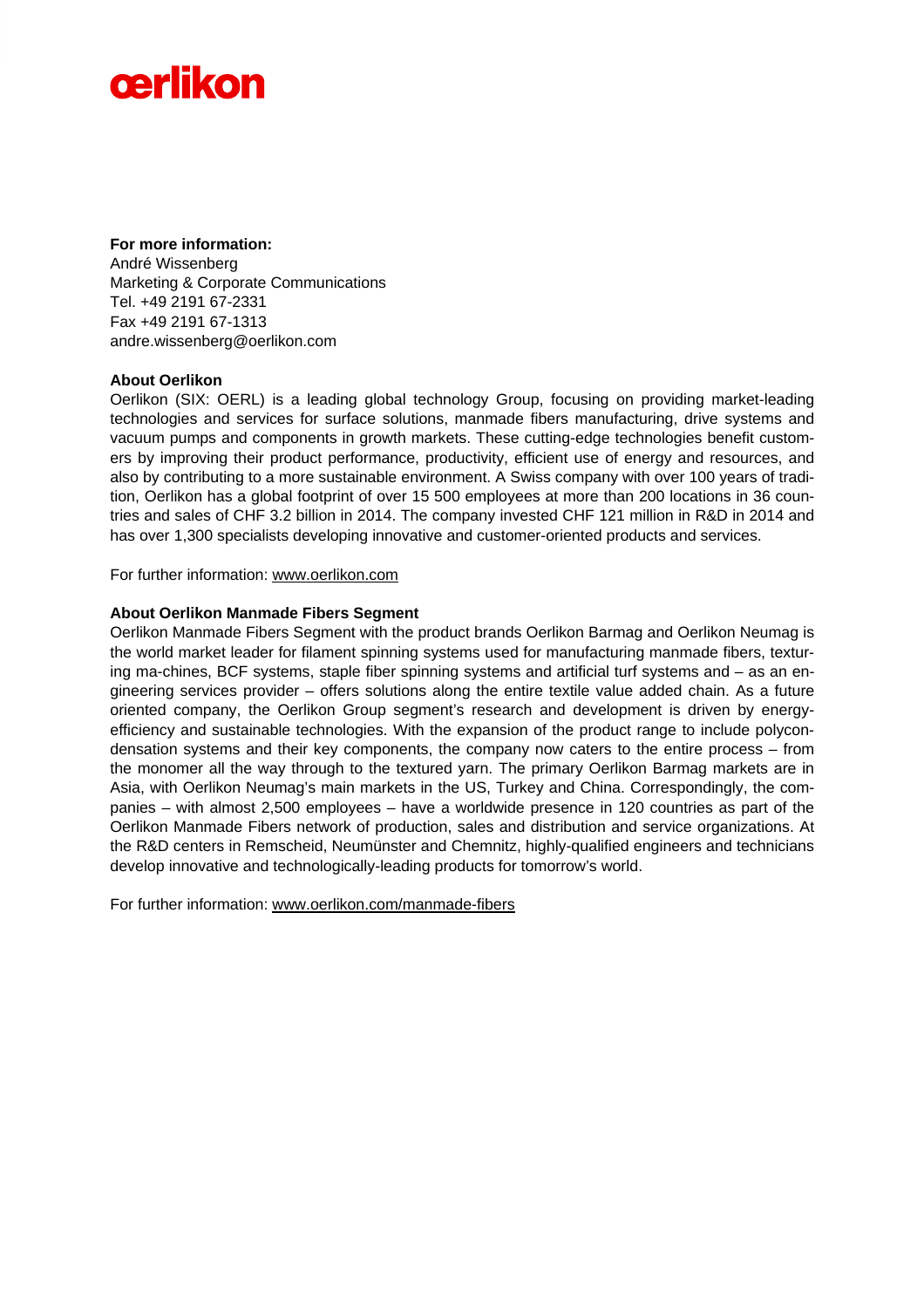**For more information:**
André Wissenberg
Marketing & Corporate Communications
Tel. +49 2191 67-2331
Fax +49 2191 67-1313
andre.wissenberg@oerlikon.com

**About Oerlikon**

Oerlikon (SIX: OERL) is a leading global technology Group, focusing on providing market-leading technologies and services for surface solutions, manmade fibers manufacturing, drive systems and vacuum pumps and components in growth markets. These cutting-edge technologies benefit customers by improving their product performance, productivity, efficient use of energy and resources, and also by contributing to a more sustainable environment. A Swiss company with over 100 years of tradition, Oerlikon has a global footprint of over 15 500 employees at more than 200 locations in 36 countries and sales of CHF 3.2 billion in 2014. The company invested CHF 121 million in R&D in 2014 and has over 1,300 specialists developing innovative and customer-oriented products and services.

For further information: www.oerlikon.com

**About Oerlikon Manmade Fibers Segment**

Oerlikon Manmade Fibers Segment with the product brands Oerlikon Barmag and Oerlikon Neumag is the world market leader for filament spinning systems used for manufacturing manmade fibers, texturing ma-chines, BCF systems, staple fiber spinning systems and artificial turf systems and – as an engineering services provider – offers solutions along the entire textile value added chain. As a future oriented company, the Oerlikon Group segment's research and development is driven by energy-efficiency and sustainable technologies. With the expansion of the product range to include polycondensation systems and their key components, the company now caters to the entire process – from the monomer all the way through to the textured yarn. The primary Oerlikon Barmag markets are in Asia, with Oerlikon Neumag's main markets in the US, Turkey and China. Correspondingly, the companies – with almost 2,500 employees – have a worldwide presence in 120 countries as part of the Oerlikon Manmade Fibers network of production, sales and distribution and service organizations. At the R&D centers in Remscheid, Neumünster and Chemnitz, highly-qualified engineers and technicians develop innovative and technologically-leading products for tomorrow's world.

For further information: www.oerlikon.com/manmade-fibers